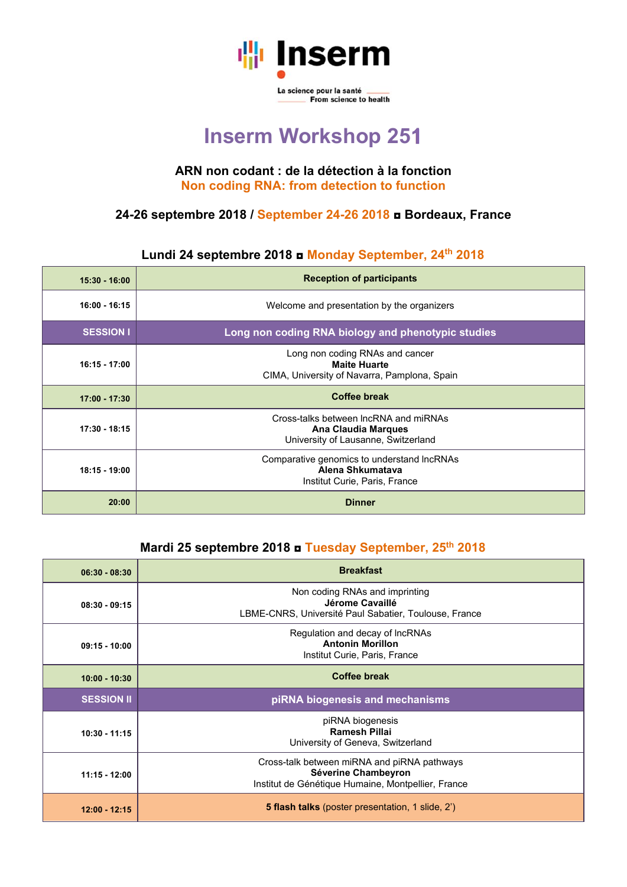Inserm

La science pour la santé
From science to health

# Inserm Workshop 251

### ARN non codant : de la détection à la fonction
### Non coding RNA: from detection to function

### 24-26 septembre 2018 / September 24-26 2018 ◘ Bordeaux, France

## Lundi 24 septembre 2018 ◘ Monday September, 24th 2018

| | |
|---|---|
| **15:30 - 16:00** | **Reception of participants** |
| **16:00 - 16:15** | Welcome and presentation by the organizers |
| **SESSION I** | **Long non coding RNA biology and phenotypic studies** |
| **16:15 - 17:00** | Long non coding RNAs and cancer<br>**Maite Huarte**<br>CIMA, University of Navarra, Pamplona, Spain |
| **17:00 - 17:30** | **Coffee break** |
| **17:30 - 18:15** | Cross-talks between lncRNA and miRNAs<br>**Ana Claudia Marques**<br>University of Lausanne, Switzerland |
| **18:15 - 19:00** | Comparative genomics to understand lncRNAs<br>**Alena Shkumatava**<br>Institut Curie, Paris, France |
| **20:00** | **Dinner** |

## Mardi 25 septembre 2018 ◘ Tuesday September, 25th 2018

| | |
|---|---|
| **06:30 - 08:30** | **Breakfast** |
| **08:30 - 09:15** | Non coding RNAs and imprinting<br>**Jérome Cavaillé**<br>LBME-CNRS, Université Paul Sabatier, Toulouse, France |
| **09:15 - 10:00** | Regulation and decay of lncRNAs<br>**Antonin Morillon**<br>Institut Curie, Paris, France |
| **10:00 - 10:30** | **Coffee break** |
| **SESSION II** | **piRNA biogenesis and mechanisms** |
| **10:30 - 11:15** | piRNA biogenesis<br>**Ramesh Pillai**<br>University of Geneva, Switzerland |
| **11:15 - 12:00** | Cross-talk between miRNA and piRNA pathways<br>**Séverine Chambeyron**<br>Institut de Génétique Humaine, Montpellier, France |
| **12:00 - 12:15** | **5 flash talks** (poster presentation, 1 slide, 2') |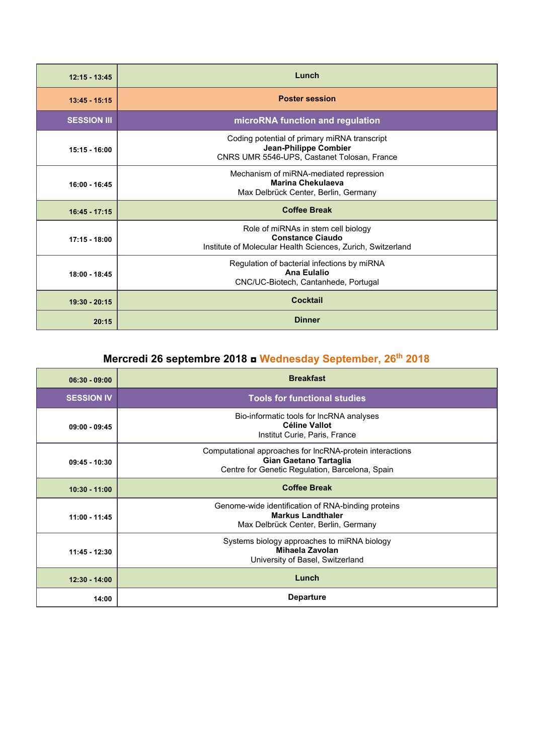| | |
|---|---|
| 12:15 - 13:45 | **Lunch** |
| 13:45 - 15:15 | **Poster session** |
| **SESSION III** | **microRNA function and regulation** |
| 15:15 - 16:00 | Coding potential of primary miRNA transcript<br>**Jean-Philippe Combier**<br>CNRS UMR 5546-UPS, Castanet Tolosan, France |
| 16:00 - 16:45 | Mechanism of miRNA-mediated repression<br>**Marina Chekulaeva**<br>Max Delbrück Center, Berlin, Germany |
| 16:45 - 17:15 | **Coffee Break** |
| 17:15 - 18:00 | Role of miRNAs in stem cell biology<br>**Constance Ciaudo**<br>Institute of Molecular Health Sciences, Zurich, Switzerland |
| 18:00 - 18:45 | Regulation of bacterial infections by miRNA<br>**Ana Eulalio**<br>CNC/UC-Biotech, Cantanhede, Portugal |
| 19:30 - 20:15 | **Cocktail** |
| 20:15 | **Dinner** |

## Mercredi 26 septembre 2018 ◘ Wednesday September, 26th 2018

| | |
|---|---|
| 06:30 - 09:00 | **Breakfast** |
| **SESSION IV** | **Tools for functional studies** |
| 09:00 - 09:45 | Bio-informatic tools for lncRNA analyses<br>**Céline Vallot**<br>Institut Curie, Paris, France |
| 09:45 - 10:30 | Computational approaches for lncRNA-protein interactions<br>**Gian Gaetano Tartaglia**<br>Centre for Genetic Regulation, Barcelona, Spain |
| 10:30 - 11:00 | **Coffee Break** |
| 11:00 - 11:45 | Genome-wide identification of RNA-binding proteins<br>**Markus Landthaler**<br>Max Delbrück Center, Berlin, Germany |
| 11:45 - 12:30 | Systems biology approaches to miRNA biology<br>**Mihaela Zavolan**<br>University of Basel, Switzerland |
| 12:30 - 14:00 | **Lunch** |
| 14:00 | **Departure** |